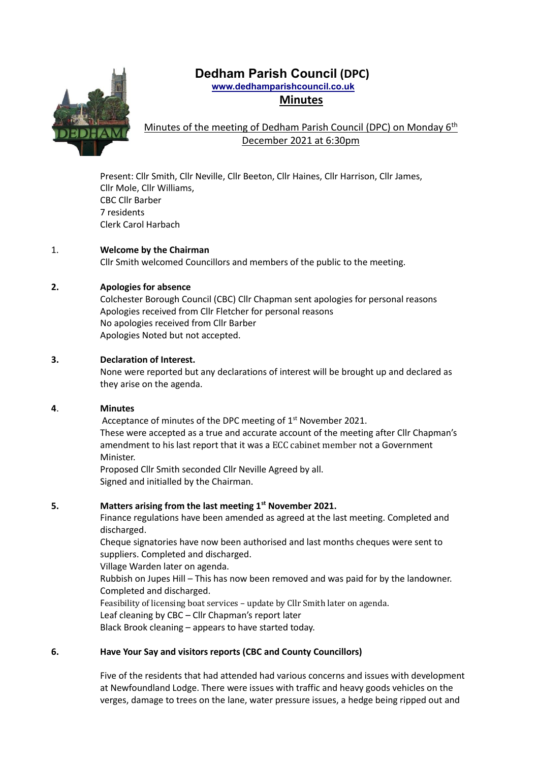# Dedham Parish Council (DPC)

www.dedhamparishcouncil.co.uk

## Minutes

Minutes of the meeting of Dedham Parish Council (DPC) on Monday 6th December 2021 at 6:30pm

Present: Cllr Smith, Cllr Neville, Cllr Beeton, Cllr Haines, Cllr Harrison, Cllr James, Cllr Mole, Cllr Williams,
CBC Cllr Barber
7 residents
Clerk Carol Harbach

### 1. Welcome by the Chairman

Cllr Smith welcomed Councillors and members of the public to the meeting.

### 2. Apologies for absence

Colchester Borough Council (CBC) Cllr Chapman sent apologies for personal reasons
Apologies received from Cllr Fletcher for personal reasons
No apologies received from Cllr Barber
Apologies Noted but not accepted.

### 3. Declaration of Interest.

None were reported but any declarations of interest will be brought up and declared as they arise on the agenda.

### 4. Minutes

Acceptance of minutes of the DPC meeting of 1st November 2021.
These were accepted as a true and accurate account of the meeting after Cllr Chapman's amendment to his last report that it was a ECC cabinet member not a Government Minister.
Proposed Cllr Smith seconded Cllr Neville Agreed by all.
Signed and initialled by the Chairman.

### 5. Matters arising from the last meeting 1st November 2021.

Finance regulations have been amended as agreed at the last meeting. Completed and discharged.
Cheque signatories have now been authorised and last months cheques were sent to suppliers. Completed and discharged.
Village Warden later on agenda.
Rubbish on Jupes Hill – This has now been removed and was paid for by the landowner. Completed and discharged.
Feasibility of licensing boat services – update by Cllr Smith later on agenda.
Leaf cleaning by CBC – Cllr Chapman's report later
Black Brook cleaning – appears to have started today.

### 6. Have Your Say and visitors reports (CBC and County Councillors)

Five of the residents that had attended had various concerns and issues with development at Newfoundland Lodge. There were issues with traffic and heavy goods vehicles on the verges, damage to trees on the lane, water pressure issues, a hedge being ripped out and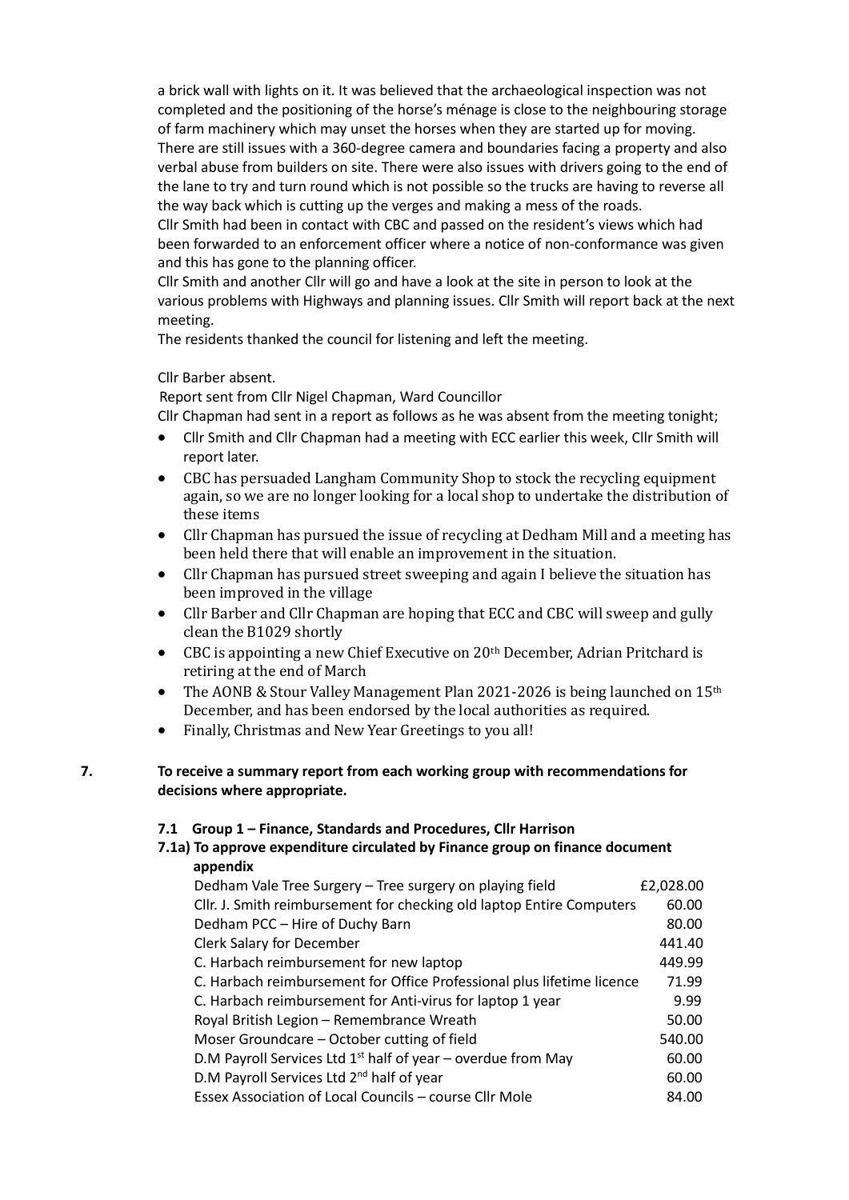a brick wall with lights on it. It was believed that the archaeological inspection was not completed and the positioning of the horse's ménage is close to the neighbouring storage of farm machinery which may unset the horses when they are started up for moving. There are still issues with a 360-degree camera and boundaries facing a property and also verbal abuse from builders on site. There were also issues with drivers going to the end of the lane to try and turn round which is not possible so the trucks are having to reverse all the way back which is cutting up the verges and making a mess of the roads.

Cllr Smith had been in contact with CBC and passed on the resident's views which had been forwarded to an enforcement officer where a notice of non-conformance was given and this has gone to the planning officer.

Cllr Smith and another Cllr will go and have a look at the site in person to look at the various problems with Highways and planning issues. Cllr Smith will report back at the next meeting.

The residents thanked the council for listening and left the meeting.

Cllr Barber absent.

Report sent from Cllr Nigel Chapman, Ward Councillor

Cllr Chapman had sent in a report as follows as he was absent from the meeting tonight;

- Cllr Smith and Cllr Chapman had a meeting with ECC earlier this week, Cllr Smith will report later.
- CBC has persuaded Langham Community Shop to stock the recycling equipment again, so we are no longer looking for a local shop to undertake the distribution of these items
- Cllr Chapman has pursued the issue of recycling at Dedham Mill and a meeting has been held there that will enable an improvement in the situation.
- Cllr Chapman has pursued street sweeping and again I believe the situation has been improved in the village
- Cllr Barber and Cllr Chapman are hoping that ECC and CBC will sweep and gully clean the B1029 shortly
- CBC is appointing a new Chief Executive on 20th December, Adrian Pritchard is retiring at the end of March
- The AONB & Stour Valley Management Plan 2021-2026 is being launched on 15th December, and has been endorsed by the local authorities as required.
- Finally, Christmas and New Year Greetings to you all!

**7. To receive a summary report from each working group with recommendations for decisions where appropriate.**

**7.1 Group 1 – Finance, Standards and Procedures, Cllr Harrison**

**7.1a) To approve expenditure circulated by Finance group on finance document appendix**

| | |
|---|---|
| Dedham Vale Tree Surgery – Tree surgery on playing field | £2,028.00 |
| Cllr. J. Smith reimbursement for checking old laptop Entire Computers | 60.00 |
| Dedham PCC – Hire of Duchy Barn | 80.00 |
| Clerk Salary for December | 441.40 |
| C. Harbach reimbursement for new laptop | 449.99 |
| C. Harbach reimbursement for Office Professional plus lifetime licence | 71.99 |
| C. Harbach reimbursement for Anti-virus for laptop 1 year | 9.99 |
| Royal British Legion – Remembrance Wreath | 50.00 |
| Moser Groundcare – October cutting of field | 540.00 |
| D.M Payroll Services Ltd 1st half of year – overdue from May | 60.00 |
| D.M Payroll Services Ltd 2nd half of year | 60.00 |
| Essex Association of Local Councils – course Cllr Mole | 84.00 |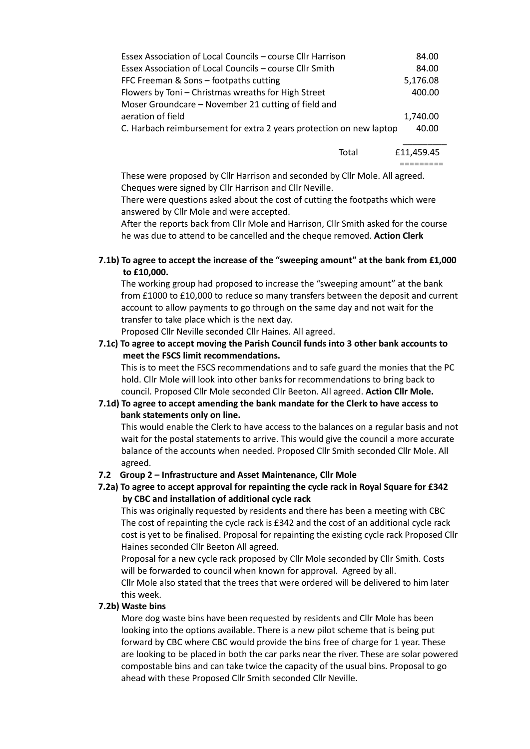| | |
|---|---|
| Essex Association of Local Councils – course Cllr Harrison | 84.00 |
| Essex Association of Local Councils – course Cllr Smith | 84.00 |
| FFC Freeman & Sons – footpaths cutting | 5,176.08 |
| Flowers by Toni – Christmas wreaths for High Street | 400.00 |
| Moser Groundcare – November 21 cutting of field and aeration of field | 1,740.00 |
| C. Harbach reimbursement for extra 2 years protection on new laptop | 40.00 |
| Total | £11,459.45 |

These were proposed by Cllr Harrison and seconded by Cllr Mole. All agreed. Cheques were signed by Cllr Harrison and Cllr Neville.

There were questions asked about the cost of cutting the footpaths which were answered by Cllr Mole and were accepted.

After the reports back from Cllr Mole and Harrison, Cllr Smith asked for the course he was due to attend to be cancelled and the cheque removed. **Action Clerk**

**7.1b) To agree to accept the increase of the "sweeping amount" at the bank from £1,000 to £10,000.**

The working group had proposed to increase the "sweeping amount" at the bank from £1000 to £10,000 to reduce so many transfers between the deposit and current account to allow payments to go through on the same day and not wait for the transfer to take place which is the next day.

Proposed Cllr Neville seconded Cllr Haines. All agreed.

**7.1c) To agree to accept moving the Parish Council funds into 3 other bank accounts to meet the FSCS limit recommendations.**

This is to meet the FSCS recommendations and to safe guard the monies that the PC hold. Cllr Mole will look into other banks for recommendations to bring back to council. Proposed Cllr Mole seconded Cllr Beeton. All agreed. **Action Cllr Mole.**

**7.1d) To agree to accept amending the bank mandate for the Clerk to have access to bank statements only on line.**

This would enable the Clerk to have access to the balances on a regular basis and not wait for the postal statements to arrive. This would give the council a more accurate balance of the accounts when needed. Proposed Cllr Smith seconded Cllr Mole. All agreed.

**7.2 Group 2 – Infrastructure and Asset Maintenance, Cllr Mole**

**7.2a) To agree to accept approval for repainting the cycle rack in Royal Square for £342 by CBC and installation of additional cycle rack**

This was originally requested by residents and there has been a meeting with CBC The cost of repainting the cycle rack is £342 and the cost of an additional cycle rack cost is yet to be finalised. Proposal for repainting the existing cycle rack Proposed Cllr Haines seconded Cllr Beeton All agreed.

Proposal for a new cycle rack proposed by Cllr Mole seconded by Cllr Smith. Costs will be forwarded to council when known for approval. Agreed by all.

Cllr Mole also stated that the trees that were ordered will be delivered to him later this week.

**7.2b) Waste bins**

More dog waste bins have been requested by residents and Cllr Mole has been looking into the options available. There is a new pilot scheme that is being put forward by CBC where CBC would provide the bins free of charge for 1 year. These are looking to be placed in both the car parks near the river. These are solar powered compostable bins and can take twice the capacity of the usual bins. Proposal to go ahead with these Proposed Cllr Smith seconded Cllr Neville.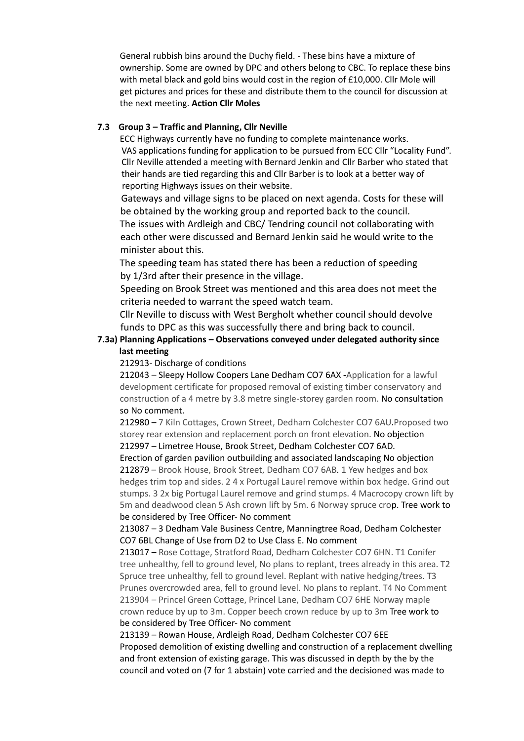General rubbish bins around the Duchy field. - These bins have a mixture of ownership. Some are owned by DPC and others belong to CBC. To replace these bins with metal black and gold bins would cost in the region of £10,000. Cllr Mole will get pictures and prices for these and distribute them to the council for discussion at the next meeting. **Action Cllr Moles**

**7.3 Group 3 – Traffic and Planning, Cllr Neville**

ECC Highways currently have no funding to complete maintenance works.
VAS applications funding for application to be pursued from ECC Cllr "Locality Fund". Cllr Neville attended a meeting with Bernard Jenkin and Cllr Barber who stated that their hands are tied regarding this and Cllr Barber is to look at a better way of reporting Highways issues on their website.

Gateways and village signs to be placed on next agenda. Costs for these will be obtained by the working group and reported back to the council.

The issues with Ardleigh and CBC/ Tendring council not collaborating with each other were discussed and Bernard Jenkin said he would write to the minister about this.

The speeding team has stated there has been a reduction of speeding by 1/3rd after their presence in the village.

Speeding on Brook Street was mentioned and this area does not meet the criteria needed to warrant the speed watch team.

Cllr Neville to discuss with West Bergholt whether council should devolve funds to DPC as this was successfully there and bring back to council.

**7.3a) Planning Applications – Observations conveyed under delegated authority since last meeting**

212913- Discharge of conditions

212043 – Sleepy Hollow Coopers Lane Dedham CO7 6AX -Application for a lawful development certificate for proposed removal of existing timber conservatory and construction of a 4 metre by 3.8 metre single-storey garden room. No consultation so No comment.

212980 – 7 Kiln Cottages, Crown Street, Dedham Colchester CO7 6AU.Proposed two storey rear extension and replacement porch on front elevation. No objection

212997 – Limetree House, Brook Street, Dedham Colchester CO7 6AD.
Erection of garden pavilion outbuilding and associated landscaping No objection

212879 – Brook House, Brook Street, Dedham CO7 6AB. 1 Yew hedges and box hedges trim top and sides. 2 4 x Portugal Laurel remove within box hedge. Grind out stumps. 3 2x big Portugal Laurel remove and grind stumps. 4 Macrocopy crown lift by 5m and deadwood clean 5 Ash crown lift by 5m. 6 Norway spruce crop. Tree work to be considered by Tree Officer- No comment

213087 – 3 Dedham Vale Business Centre, Manningtree Road, Dedham Colchester CO7 6BL Change of Use from D2 to Use Class E. No comment

213017 – Rose Cottage, Stratford Road, Dedham Colchester CO7 6HN. T1 Conifer tree unhealthy, fell to ground level, No plans to replant, trees already in this area. T2 Spruce tree unhealthy, fell to ground level. Replant with native hedging/trees. T3 Prunes overcrowded area, fell to ground level. No plans to replant. T4 No Comment

213904 – Princel Green Cottage, Princel Lane, Dedham CO7 6HE Norway maple crown reduce by up to 3m. Copper beech crown reduce by up to 3m Tree work to be considered by Tree Officer- No comment

213139 – Rowan House, Ardleigh Road, Dedham Colchester CO7 6EE
Proposed demolition of existing dwelling and construction of a replacement dwelling and front extension of existing garage. This was discussed in depth by the by the council and voted on (7 for 1 abstain) vote carried and the decisioned was made to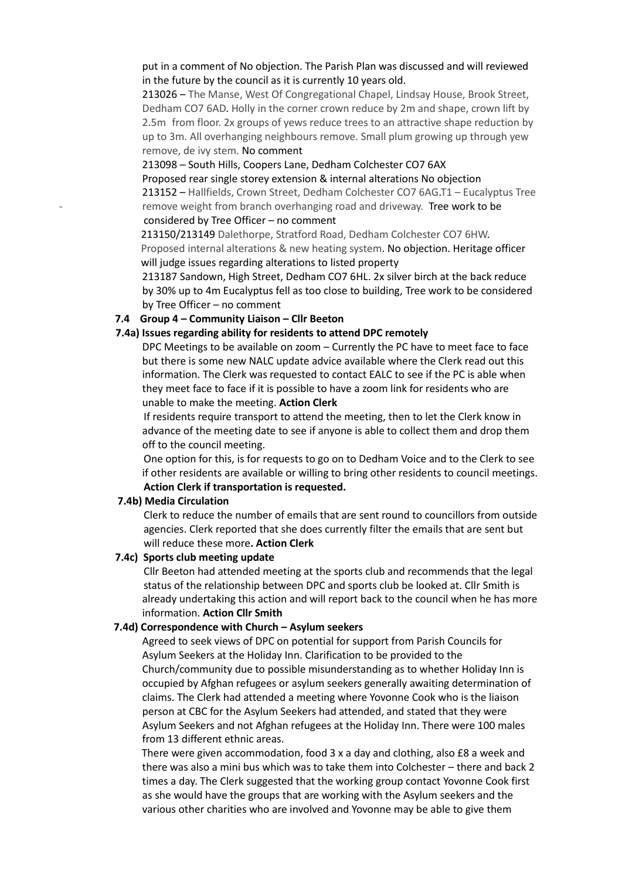put in a comment of No objection. The Parish Plan was discussed and will reviewed in the future by the council as it is currently 10 years old.

213026 – The Manse, West Of Congregational Chapel, Lindsay House, Brook Street, Dedham CO7 6AD. Holly in the corner crown reduce by 2m and shape, crown lift by 2.5m from floor. 2x groups of yews reduce trees to an attractive shape reduction by up to 3m. All overhanging neighbours remove. Small plum growing up through yew remove, de ivy stem. No comment

213098 – South Hills, Coopers Lane, Dedham Colchester CO7 6AX
Proposed rear single storey extension & internal alterations No objection

213152 – Hallfields, Crown Street, Dedham Colchester CO7 6AG.T1 – Eucalyptus Tree remove weight from branch overhanging road and driveway. Tree work to be considered by Tree Officer – no comment

213150/213149 Dalethorpe, Stratford Road, Dedham Colchester CO7 6HW. Proposed internal alterations & new heating system. No objection. Heritage officer will judge issues regarding alterations to listed property

213187 Sandown, High Street, Dedham CO7 6HL. 2x silver birch at the back reduce by 30% up to 4m Eucalyptus fell as too close to building, Tree work to be considered by Tree Officer – no comment

**7.4 Group 4 – Community Liaison – Cllr Beeton**

**7.4a) Issues regarding ability for residents to attend DPC remotely**

DPC Meetings to be available on zoom – Currently the PC have to meet face to face but there is some new NALC update advice available where the Clerk read out this information. The Clerk was requested to contact EALC to see if the PC is able when they meet face to face if it is possible to have a zoom link for residents who are unable to make the meeting. **Action Clerk**

If residents require transport to attend the meeting, then to let the Clerk know in advance of the meeting date to see if anyone is able to collect them and drop them off to the council meeting.

One option for this, is for requests to go on to Dedham Voice and to the Clerk to see if other residents are available or willing to bring other residents to council meetings. **Action Clerk if transportation is requested.**

**7.4b) Media Circulation**

Clerk to reduce the number of emails that are sent round to councillors from outside agencies. Clerk reported that she does currently filter the emails that are sent but will reduce these more**. Action Clerk**

**7.4c) Sports club meeting update**

Cllr Beeton had attended meeting at the sports club and recommends that the legal status of the relationship between DPC and sports club be looked at. Cllr Smith is already undertaking this action and will report back to the council when he has more information. **Action Cllr Smith**

**7.4d) Correspondence with Church – Asylum seekers**

Agreed to seek views of DPC on potential for support from Parish Councils for Asylum Seekers at the Holiday Inn. Clarification to be provided to the Church/community due to possible misunderstanding as to whether Holiday Inn is occupied by Afghan refugees or asylum seekers generally awaiting determination of claims. The Clerk had attended a meeting where Yovonne Cook who is the liaison person at CBC for the Asylum Seekers had attended, and stated that they were Asylum Seekers and not Afghan refugees at the Holiday Inn. There were 100 males from 13 different ethnic areas.

There were given accommodation, food 3 x a day and clothing, also £8 a week and there was also a mini bus which was to take them into Colchester – there and back 2 times a day. The Clerk suggested that the working group contact Yovonne Cook first as she would have the groups that are working with the Asylum seekers and the various other charities who are involved and Yovonne may be able to give them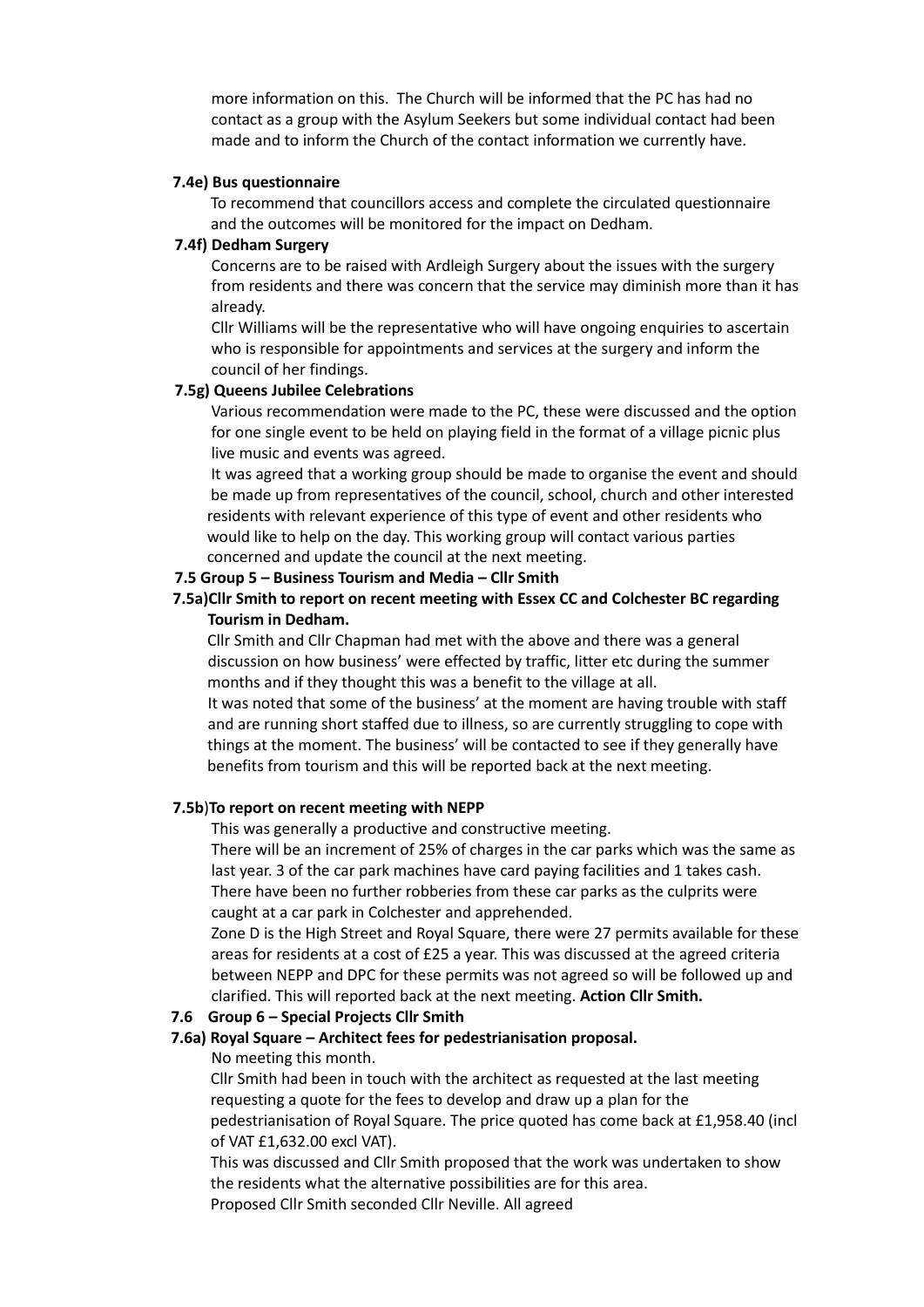more information on this. The Church will be informed that the PC has had no contact as a group with the Asylum Seekers but some individual contact had been made and to inform the Church of the contact information we currently have.

**7.4e) Bus questionnaire**

To recommend that councillors access and complete the circulated questionnaire and the outcomes will be monitored for the impact on Dedham.

**7.4f) Dedham Surgery**

Concerns are to be raised with Ardleigh Surgery about the issues with the surgery from residents and there was concern that the service may diminish more than it has already.

Cllr Williams will be the representative who will have ongoing enquiries to ascertain who is responsible for appointments and services at the surgery and inform the council of her findings.

**7.5g) Queens Jubilee Celebrations**

Various recommendation were made to the PC, these were discussed and the option for one single event to be held on playing field in the format of a village picnic plus live music and events was agreed.

It was agreed that a working group should be made to organise the event and should be made up from representatives of the council, school, church and other interested residents with relevant experience of this type of event and other residents who would like to help on the day. This working group will contact various parties concerned and update the council at the next meeting.

**7.5 Group 5 – Business Tourism and Media – Cllr Smith**

**7.5a)Cllr Smith to report on recent meeting with Essex CC and Colchester BC regarding Tourism in Dedham.**

Cllr Smith and Cllr Chapman had met with the above and there was a general discussion on how business' were effected by traffic, litter etc during the summer months and if they thought this was a benefit to the village at all.

It was noted that some of the business' at the moment are having trouble with staff and are running short staffed due to illness, so are currently struggling to cope with things at the moment. The business' will be contacted to see if they generally have benefits from tourism and this will be reported back at the next meeting.

**7.5b)To report on recent meeting with NEPP**

This was generally a productive and constructive meeting.

There will be an increment of 25% of charges in the car parks which was the same as last year. 3 of the car park machines have card paying facilities and 1 takes cash. There have been no further robberies from these car parks as the culprits were caught at a car park in Colchester and apprehended.

Zone D is the High Street and Royal Square, there were 27 permits available for these areas for residents at a cost of £25 a year. This was discussed at the agreed criteria between NEPP and DPC for these permits was not agreed so will be followed up and clarified. This will reported back at the next meeting. **Action Cllr Smith.**

**7.6 Group 6 – Special Projects Cllr Smith**

**7.6a) Royal Square – Architect fees for pedestrianisation proposal.**

No meeting this month.

Cllr Smith had been in touch with the architect as requested at the last meeting requesting a quote for the fees to develop and draw up a plan for the pedestrianisation of Royal Square. The price quoted has come back at £1,958.40 (incl of VAT £1,632.00 excl VAT).

This was discussed and Cllr Smith proposed that the work was undertaken to show the residents what the alternative possibilities are for this area.

Proposed Cllr Smith seconded Cllr Neville. All agreed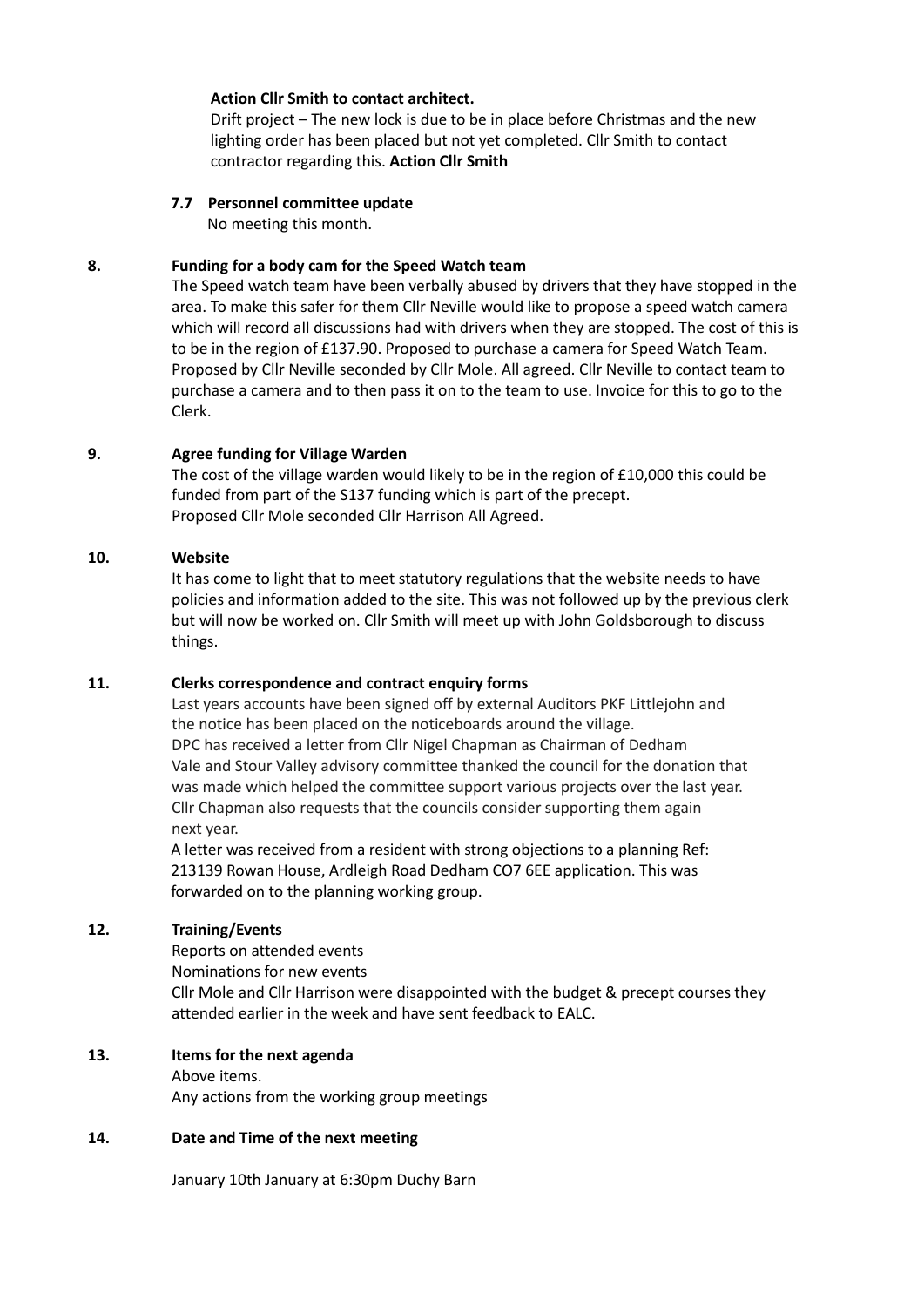**Action Cllr Smith to contact architect.**

Drift project – The new lock is due to be in place before Christmas and the new lighting order has been placed but not yet completed. Cllr Smith to contact contractor regarding this. **Action Cllr Smith**

**7.7 Personnel committee update**

No meeting this month.

**8. Funding for a body cam for the Speed Watch team**

The Speed watch team have been verbally abused by drivers that they have stopped in the area. To make this safer for them Cllr Neville would like to propose a speed watch camera which will record all discussions had with drivers when they are stopped. The cost of this is to be in the region of £137.90. Proposed to purchase a camera for Speed Watch Team. Proposed by Cllr Neville seconded by Cllr Mole. All agreed. Cllr Neville to contact team to purchase a camera and to then pass it on to the team to use. Invoice for this to go to the Clerk.

**9. Agree funding for Village Warden**

The cost of the village warden would likely to be in the region of £10,000 this could be funded from part of the S137 funding which is part of the precept.
Proposed Cllr Mole seconded Cllr Harrison All Agreed.

**10. Website**

It has come to light that to meet statutory regulations that the website needs to have policies and information added to the site. This was not followed up by the previous clerk but will now be worked on. Cllr Smith will meet up with John Goldsborough to discuss things.

**11. Clerks correspondence and contract enquiry forms**

Last years accounts have been signed off by external Auditors PKF Littlejohn and the notice has been placed on the noticeboards around the village.
DPC has received a letter from Cllr Nigel Chapman as Chairman of Dedham Vale and Stour Valley advisory committee thanked the council for the donation that was made which helped the committee support various projects over the last year. Cllr Chapman also requests that the councils consider supporting them again next year.
A letter was received from a resident with strong objections to a planning Ref: 213139 Rowan House, Ardleigh Road Dedham CO7 6EE application. This was forwarded on to the planning working group.

**12. Training/Events**

Reports on attended events
Nominations for new events
Cllr Mole and Cllr Harrison were disappointed with the budget & precept courses they attended earlier in the week and have sent feedback to EALC.

**13. Items for the next agenda**

Above items.
Any actions from the working group meetings

**14. Date and Time of the next meeting**

January 10th January at 6:30pm Duchy Barn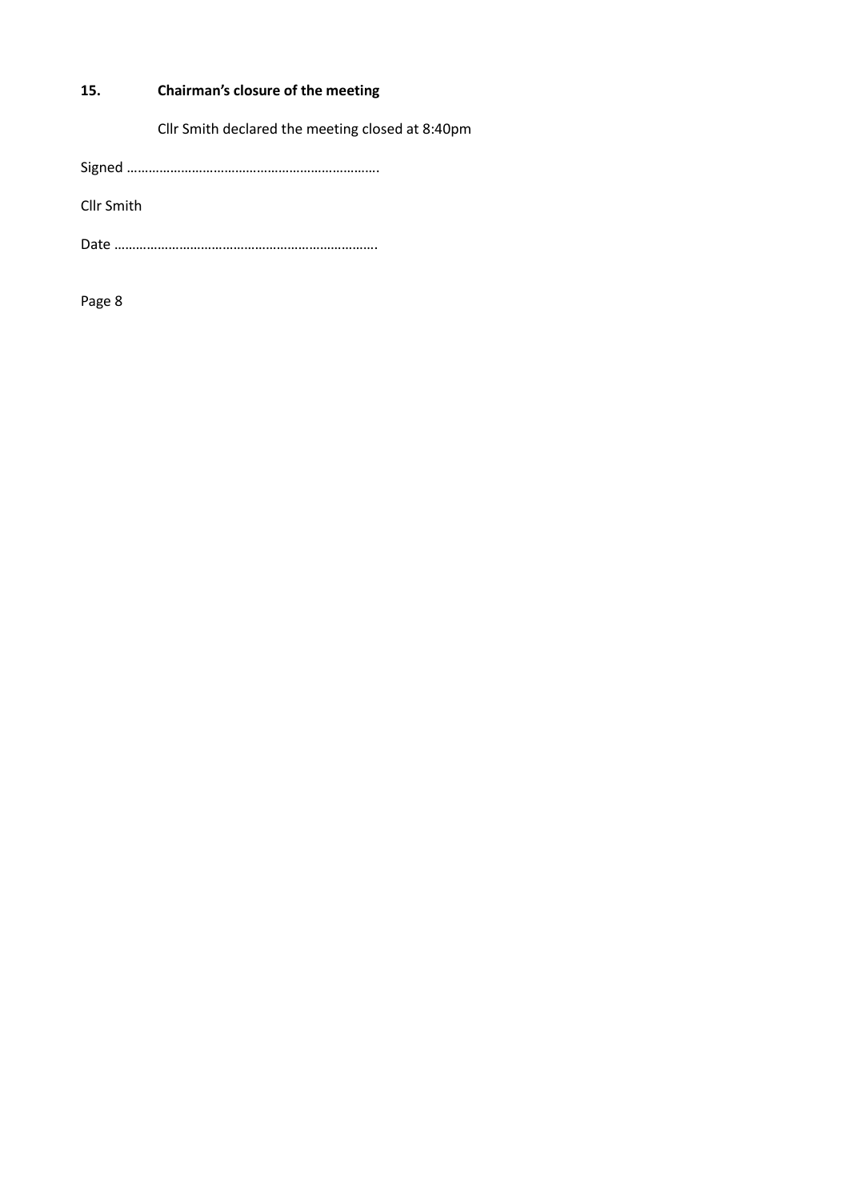## 15. Chairman's closure of the meeting

Cllr Smith declared the meeting closed at 8:40pm

Signed …………………………………………………………….

Cllr Smith

Date ……………………………………………………………….